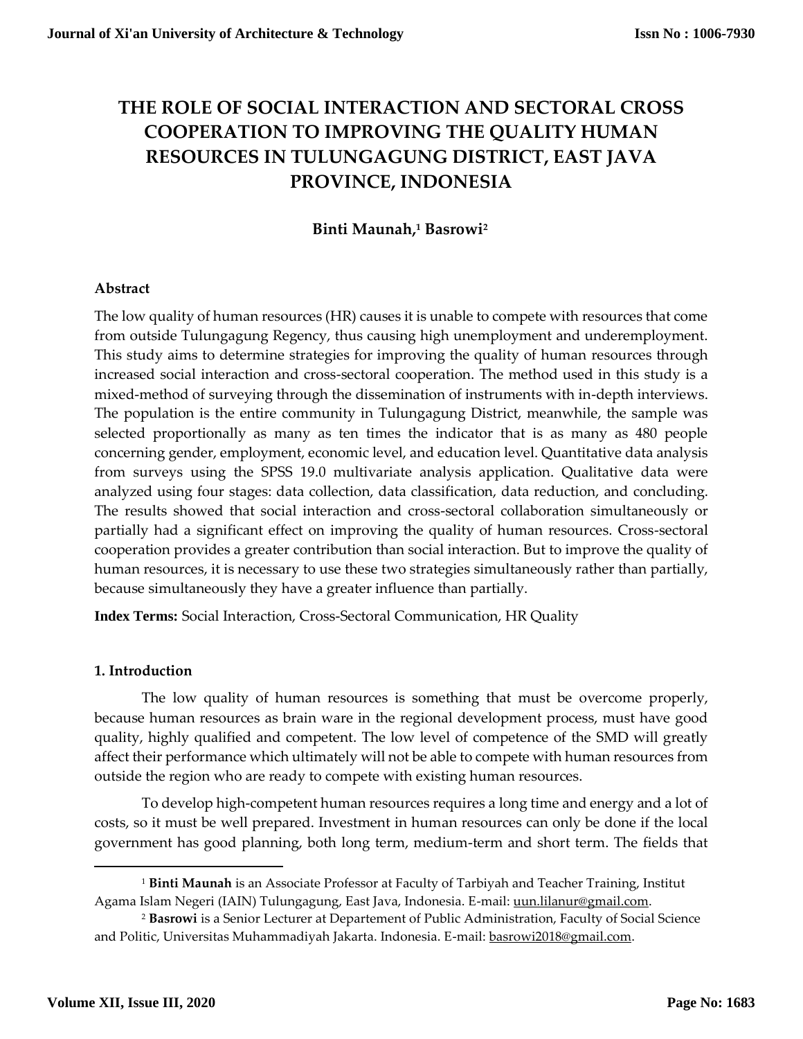# THE ROLE OF SOCIAL INTERACTION AND SECTORAL CROSS COOPERATION TO IMPROVING THE QUALITY HUMAN RESOURCES IN TULUNGAGUNG DISTRICT, EAST JAVA PROVINCE, INDONESIA

**Binti Maunah,[1] Basrowi[2]**

## Abstract

The low quality of human resources (HR) causes it is unable to compete with resources that come from outside Tulungagung Regency, thus causing high unemployment and underemployment. This study aims to determine strategies for improving the quality of human resources through increased social interaction and cross-sectoral cooperation. The method used in this study is a mixed-method of surveying through the dissemination of instruments with in-depth interviews. The population is the entire community in Tulungagung District, meanwhile, the sample was selected proportionally as many as ten times the indicator that is as many as 480 people concerning gender, employment, economic level, and education level. Quantitative data analysis from surveys using the SPSS 19.0 multivariate analysis application. Qualitative data were analyzed using four stages: data collection, data classification, data reduction, and concluding. The results showed that social interaction and cross-sectoral collaboration simultaneously or partially had a significant effect on improving the quality of human resources. Cross-sectoral cooperation provides a greater contribution than social interaction. But to improve the quality of human resources, it is necessary to use these two strategies simultaneously rather than partially, because simultaneously they have a greater influence than partially.

**Index Terms:** Social Interaction, Cross-Sectoral Communication, HR Quality

## 1. Introduction

The low quality of human resources is something that must be overcome properly, because human resources as brain ware in the regional development process, must have good quality, highly qualified and competent. The low level of competence of the SMD will greatly affect their performance which ultimately will not be able to compete with human resources from outside the region who are ready to compete with existing human resources.

To develop high-competent human resources requires a long time and energy and a lot of costs, so it must be well prepared. Investment in human resources can only be done if the local government has good planning, both long term, medium-term and short term. The fields that

---

[1] **Binti Maunah** is an Associate Professor at Faculty of Tarbiyah and Teacher Training, Institut Agama Islam Negeri (IAIN) Tulungagung, East Java, Indonesia. E-mail: uun.lilanur@gmail.com.

[2] **Basrowi** is a Senior Lecturer at Departement of Public Administration, Faculty of Social Science and Politic, Universitas Muhammadiyah Jakarta. Indonesia. E-mail: basrowi2018@gmail.com.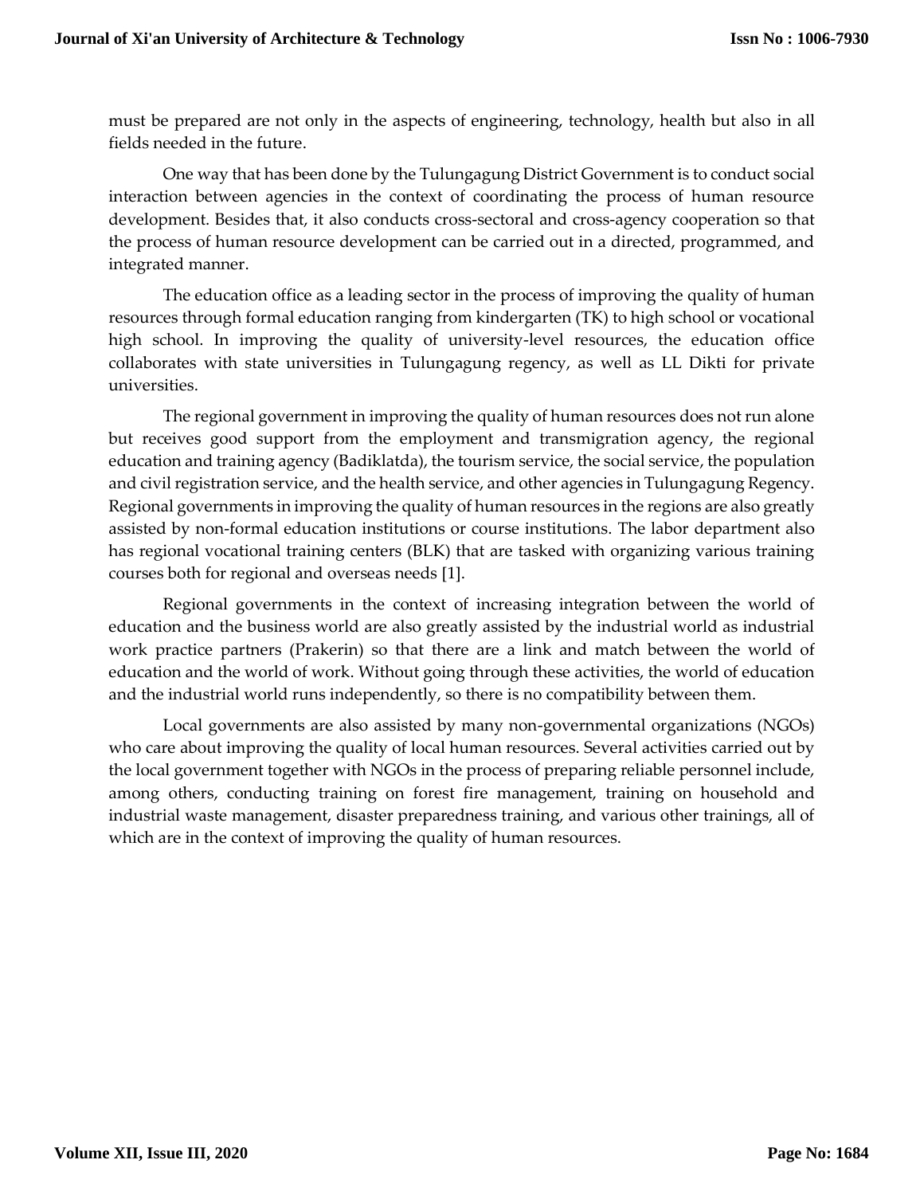must be prepared are not only in the aspects of engineering, technology, health but also in all fields needed in the future.

One way that has been done by the Tulungagung District Government is to conduct social interaction between agencies in the context of coordinating the process of human resource development. Besides that, it also conducts cross-sectoral and cross-agency cooperation so that the process of human resource development can be carried out in a directed, programmed, and integrated manner.

The education office as a leading sector in the process of improving the quality of human resources through formal education ranging from kindergarten (TK) to high school or vocational high school. In improving the quality of university-level resources, the education office collaborates with state universities in Tulungagung regency, as well as LL Dikti for private universities.

The regional government in improving the quality of human resources does not run alone but receives good support from the employment and transmigration agency, the regional education and training agency (Badiklatda), the tourism service, the social service, the population and civil registration service, and the health service, and other agencies in Tulungagung Regency. Regional governments in improving the quality of human resources in the regions are also greatly assisted by non-formal education institutions or course institutions. The labor department also has regional vocational training centers (BLK) that are tasked with organizing various training courses both for regional and overseas needs [1].

Regional governments in the context of increasing integration between the world of education and the business world are also greatly assisted by the industrial world as industrial work practice partners (Prakerin) so that there are a link and match between the world of education and the world of work. Without going through these activities, the world of education and the industrial world runs independently, so there is no compatibility between them.

Local governments are also assisted by many non-governmental organizations (NGOs) who care about improving the quality of local human resources. Several activities carried out by the local government together with NGOs in the process of preparing reliable personnel include, among others, conducting training on forest fire management, training on household and industrial waste management, disaster preparedness training, and various other trainings, all of which are in the context of improving the quality of human resources.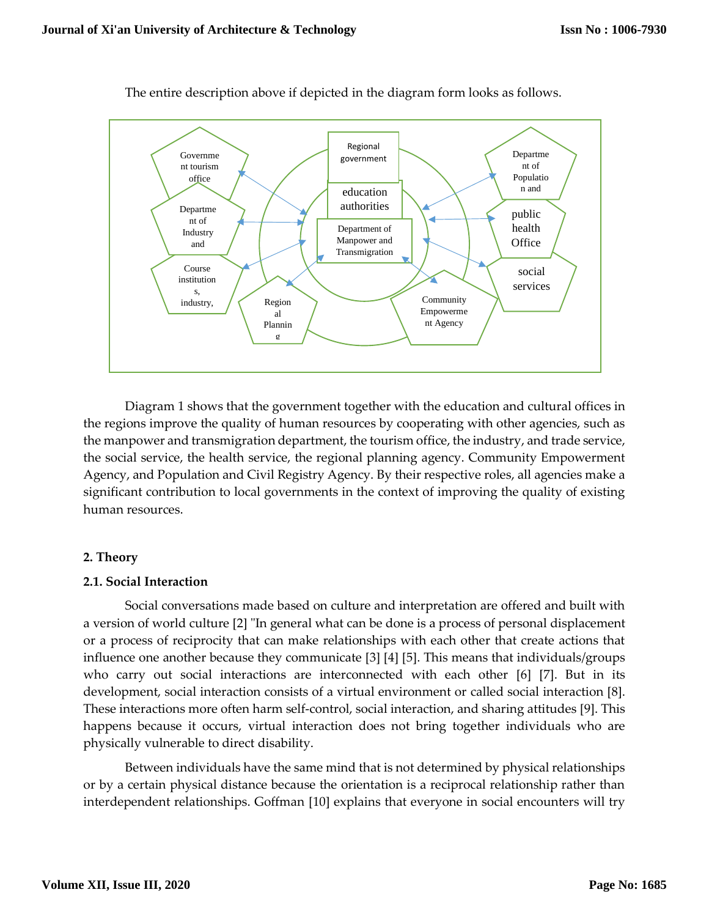The entire description above if depicted in the diagram form looks as follows.

Diagram 1 shows that the government together with the education and cultural offices in the regions improve the quality of human resources by cooperating with other agencies, such as the manpower and transmigration department, the tourism office, the industry, and trade service, the social service, the health service, the regional planning agency. Community Empowerment Agency, and Population and Civil Registry Agency. By their respective roles, all agencies make a significant contribution to local governments in the context of improving the quality of existing human resources.

## 2. Theory

### 2.1. Social Interaction

Social conversations made based on culture and interpretation are offered and built with a version of world culture [2] "In general what can be done is a process of personal displacement or a process of reciprocity that can make relationships with each other that create actions that influence one another because they communicate [3] [4] [5]. This means that individuals/groups who carry out social interactions are interconnected with each other [6] [7]. But in its development, social interaction consists of a virtual environment or called social interaction [8]. These interactions more often harm self-control, social interaction, and sharing attitudes [9]. This happens because it occurs, virtual interaction does not bring together individuals who are physically vulnerable to direct disability.

Between individuals have the same mind that is not determined by physical relationships or by a certain physical distance because the orientation is a reciprocal relationship rather than interdependent relationships. Goffman [10] explains that everyone in social encounters will try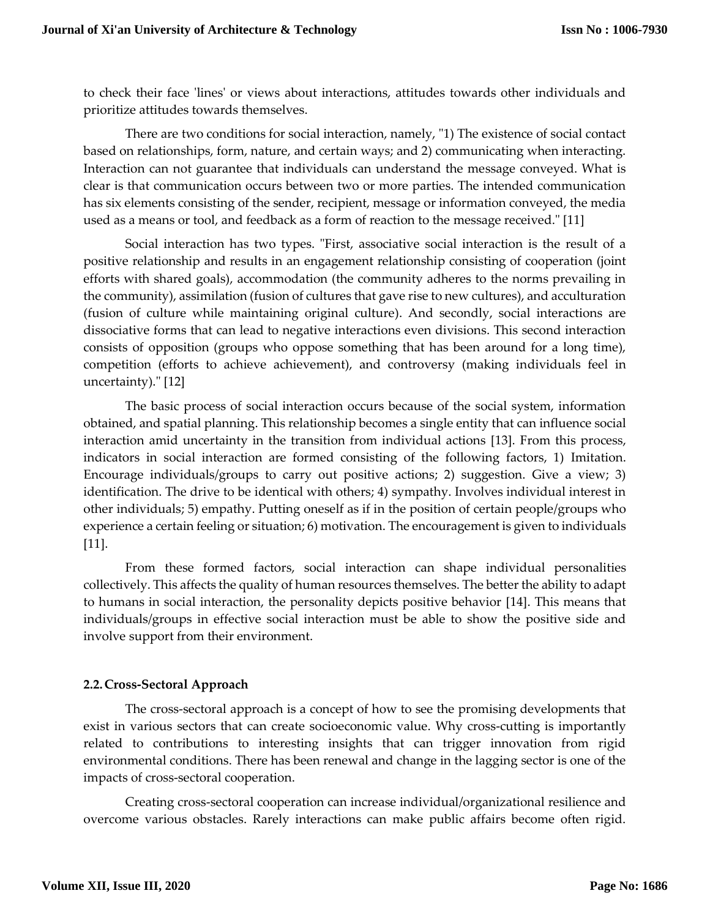to check their face 'lines' or views about interactions, attitudes towards other individuals and prioritize attitudes towards themselves.

There are two conditions for social interaction, namely, "1) The existence of social contact based on relationships, form, nature, and certain ways; and 2) communicating when interacting. Interaction can not guarantee that individuals can understand the message conveyed. What is clear is that communication occurs between two or more parties. The intended communication has six elements consisting of the sender, recipient, message or information conveyed, the media used as a means or tool, and feedback as a form of reaction to the message received." [11]

Social interaction has two types. "First, associative social interaction is the result of a positive relationship and results in an engagement relationship consisting of cooperation (joint efforts with shared goals), accommodation (the community adheres to the norms prevailing in the community), assimilation (fusion of cultures that gave rise to new cultures), and acculturation (fusion of culture while maintaining original culture). And secondly, social interactions are dissociative forms that can lead to negative interactions even divisions. This second interaction consists of opposition (groups who oppose something that has been around for a long time), competition (efforts to achieve achievement), and controversy (making individuals feel in uncertainty)." [12]

The basic process of social interaction occurs because of the social system, information obtained, and spatial planning. This relationship becomes a single entity that can influence social interaction amid uncertainty in the transition from individual actions [13]. From this process, indicators in social interaction are formed consisting of the following factors, 1) Imitation. Encourage individuals/groups to carry out positive actions; 2) suggestion. Give a view; 3) identification. The drive to be identical with others; 4) sympathy. Involves individual interest in other individuals; 5) empathy. Putting oneself as if in the position of certain people/groups who experience a certain feeling or situation; 6) motivation. The encouragement is given to individuals [11].

From these formed factors, social interaction can shape individual personalities collectively. This affects the quality of human resources themselves. The better the ability to adapt to humans in social interaction, the personality depicts positive behavior [14]. This means that individuals/groups in effective social interaction must be able to show the positive side and involve support from their environment.

### 2.2. Cross-Sectoral Approach

The cross-sectoral approach is a concept of how to see the promising developments that exist in various sectors that can create socioeconomic value. Why cross-cutting is importantly related to contributions to interesting insights that can trigger innovation from rigid environmental conditions. There has been renewal and change in the lagging sector is one of the impacts of cross-sectoral cooperation.

Creating cross-sectoral cooperation can increase individual/organizational resilience and overcome various obstacles. Rarely interactions can make public affairs become often rigid.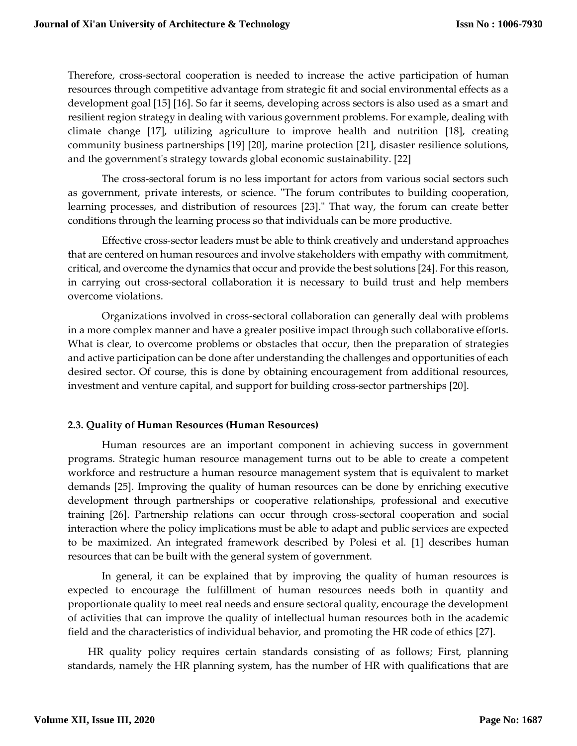Therefore, cross-sectoral cooperation is needed to increase the active participation of human resources through competitive advantage from strategic fit and social environmental effects as a development goal [15] [16]. So far it seems, developing across sectors is also used as a smart and resilient region strategy in dealing with various government problems. For example, dealing with climate change [17], utilizing agriculture to improve health and nutrition [18], creating community business partnerships [19] [20], marine protection [21], disaster resilience solutions, and the government's strategy towards global economic sustainability. [22]

The cross-sectoral forum is no less important for actors from various social sectors such as government, private interests, or science. "The forum contributes to building cooperation, learning processes, and distribution of resources [23]." That way, the forum can create better conditions through the learning process so that individuals can be more productive.

Effective cross-sector leaders must be able to think creatively and understand approaches that are centered on human resources and involve stakeholders with empathy with commitment, critical, and overcome the dynamics that occur and provide the best solutions [24]. For this reason, in carrying out cross-sectoral collaboration it is necessary to build trust and help members overcome violations.

Organizations involved in cross-sectoral collaboration can generally deal with problems in a more complex manner and have a greater positive impact through such collaborative efforts. What is clear, to overcome problems or obstacles that occur, then the preparation of strategies and active participation can be done after understanding the challenges and opportunities of each desired sector. Of course, this is done by obtaining encouragement from additional resources, investment and venture capital, and support for building cross-sector partnerships [20].

### 2.3. Quality of Human Resources (Human Resources)

Human resources are an important component in achieving success in government programs. Strategic human resource management turns out to be able to create a competent workforce and restructure a human resource management system that is equivalent to market demands [25]. Improving the quality of human resources can be done by enriching executive development through partnerships or cooperative relationships, professional and executive training [26]. Partnership relations can occur through cross-sectoral cooperation and social interaction where the policy implications must be able to adapt and public services are expected to be maximized. An integrated framework described by Polesi et al. [1] describes human resources that can be built with the general system of government.

In general, it can be explained that by improving the quality of human resources is expected to encourage the fulfillment of human resources needs both in quantity and proportionate quality to meet real needs and ensure sectoral quality, encourage the development of activities that can improve the quality of intellectual human resources both in the academic field and the characteristics of individual behavior, and promoting the HR code of ethics [27].

HR quality policy requires certain standards consisting of as follows; First, planning standards, namely the HR planning system, has the number of HR with qualifications that are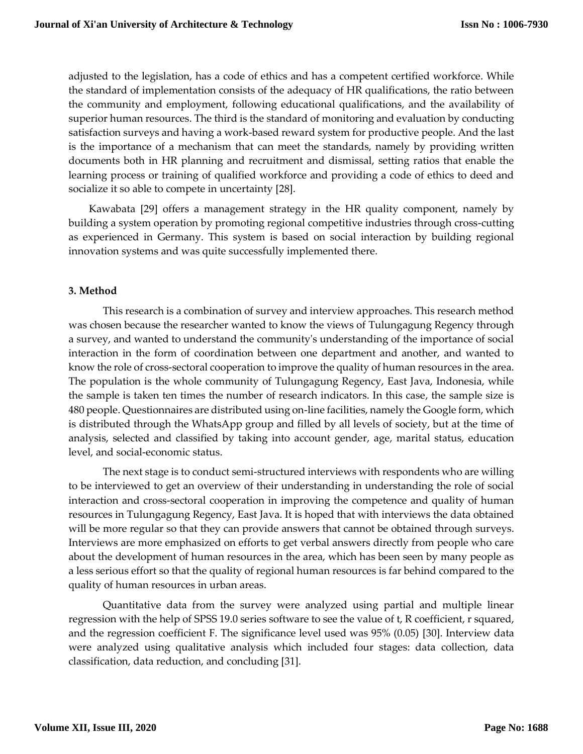adjusted to the legislation, has a code of ethics and has a competent certified workforce. While the standard of implementation consists of the adequacy of HR qualifications, the ratio between the community and employment, following educational qualifications, and the availability of superior human resources. The third is the standard of monitoring and evaluation by conducting satisfaction surveys and having a work-based reward system for productive people. And the last is the importance of a mechanism that can meet the standards, namely by providing written documents both in HR planning and recruitment and dismissal, setting ratios that enable the learning process or training of qualified workforce and providing a code of ethics to deed and socialize it so able to compete in uncertainty [28].

Kawabata [29] offers a management strategy in the HR quality component, namely by building a system operation by promoting regional competitive industries through cross-cutting as experienced in Germany. This system is based on social interaction by building regional innovation systems and was quite successfully implemented there.

## 3. Method

This research is a combination of survey and interview approaches. This research method was chosen because the researcher wanted to know the views of Tulungagung Regency through a survey, and wanted to understand the community's understanding of the importance of social interaction in the form of coordination between one department and another, and wanted to know the role of cross-sectoral cooperation to improve the quality of human resources in the area. The population is the whole community of Tulungagung Regency, East Java, Indonesia, while the sample is taken ten times the number of research indicators. In this case, the sample size is 480 people. Questionnaires are distributed using on-line facilities, namely the Google form, which is distributed through the WhatsApp group and filled by all levels of society, but at the time of analysis, selected and classified by taking into account gender, age, marital status, education level, and social-economic status.

The next stage is to conduct semi-structured interviews with respondents who are willing to be interviewed to get an overview of their understanding in understanding the role of social interaction and cross-sectoral cooperation in improving the competence and quality of human resources in Tulungagung Regency, East Java. It is hoped that with interviews the data obtained will be more regular so that they can provide answers that cannot be obtained through surveys. Interviews are more emphasized on efforts to get verbal answers directly from people who care about the development of human resources in the area, which has been seen by many people as a less serious effort so that the quality of regional human resources is far behind compared to the quality of human resources in urban areas.

Quantitative data from the survey were analyzed using partial and multiple linear regression with the help of SPSS 19.0 series software to see the value of t, R coefficient, r squared, and the regression coefficient F. The significance level used was 95% (0.05) [30]. Interview data were analyzed using qualitative analysis which included four stages: data collection, data classification, data reduction, and concluding [31].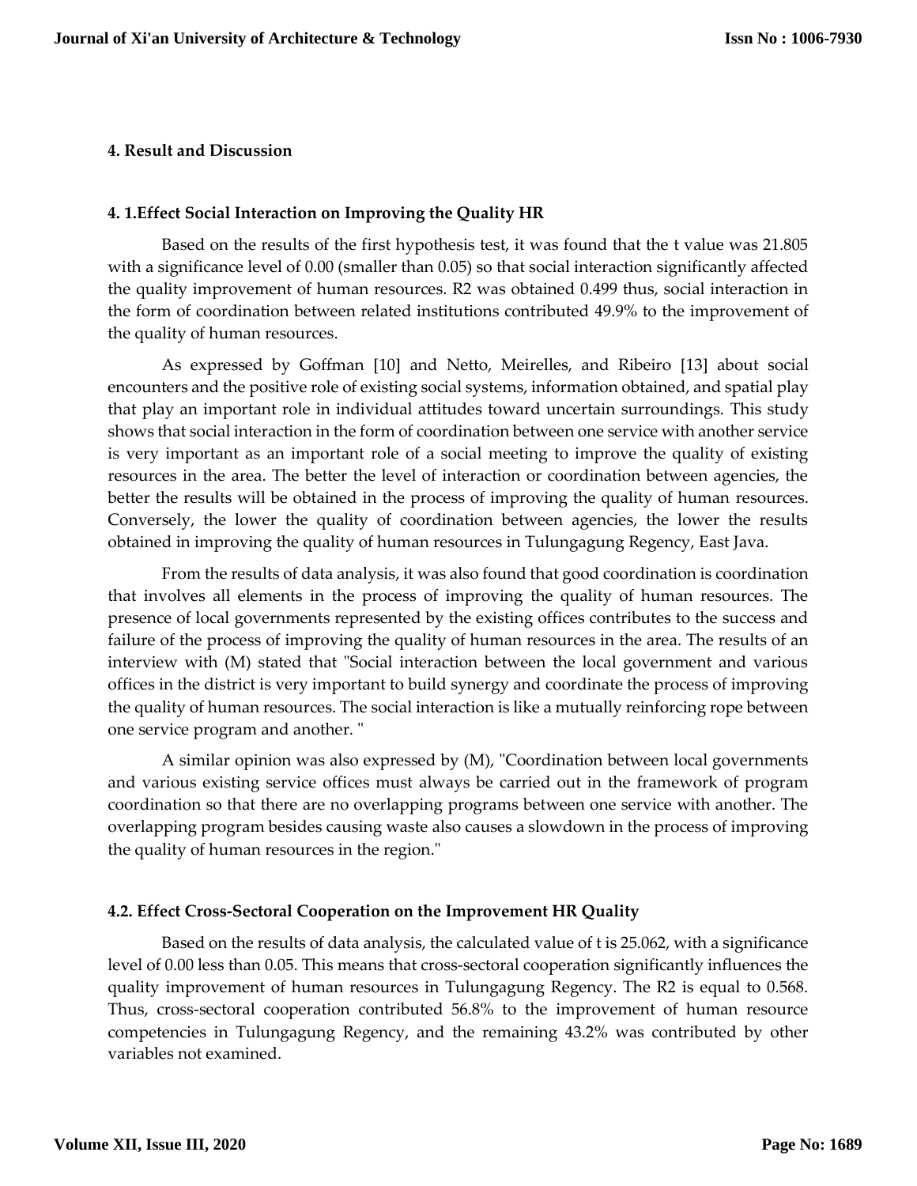## 4. Result and Discussion

### 4. 1.Effect Social Interaction on Improving the Quality HR

Based on the results of the first hypothesis test, it was found that the t value was 21.805 with a significance level of 0.00 (smaller than 0.05) so that social interaction significantly affected the quality improvement of human resources. R2 was obtained 0.499 thus, social interaction in the form of coordination between related institutions contributed 49.9% to the improvement of the quality of human resources.

As expressed by Goffman [10] and Netto, Meirelles, and Ribeiro [13] about social encounters and the positive role of existing social systems, information obtained, and spatial play that play an important role in individual attitudes toward uncertain surroundings. This study shows that social interaction in the form of coordination between one service with another service is very important as an important role of a social meeting to improve the quality of existing resources in the area. The better the level of interaction or coordination between agencies, the better the results will be obtained in the process of improving the quality of human resources. Conversely, the lower the quality of coordination between agencies, the lower the results obtained in improving the quality of human resources in Tulungagung Regency, East Java.

From the results of data analysis, it was also found that good coordination is coordination that involves all elements in the process of improving the quality of human resources. The presence of local governments represented by the existing offices contributes to the success and failure of the process of improving the quality of human resources in the area. The results of an interview with (M) stated that "Social interaction between the local government and various offices in the district is very important to build synergy and coordinate the process of improving the quality of human resources. The social interaction is like a mutually reinforcing rope between one service program and another. "

A similar opinion was also expressed by (M), "Coordination between local governments and various existing service offices must always be carried out in the framework of program coordination so that there are no overlapping programs between one service with another. The overlapping program besides causing waste also causes a slowdown in the process of improving the quality of human resources in the region."

### 4.2. Effect Cross-Sectoral Cooperation on the Improvement HR Quality

Based on the results of data analysis, the calculated value of t is 25.062, with a significance level of 0.00 less than 0.05. This means that cross-sectoral cooperation significantly influences the quality improvement of human resources in Tulungagung Regency. The R2 is equal to 0.568. Thus, cross-sectoral cooperation contributed 56.8% to the improvement of human resource competencies in Tulungagung Regency, and the remaining 43.2% was contributed by other variables not examined.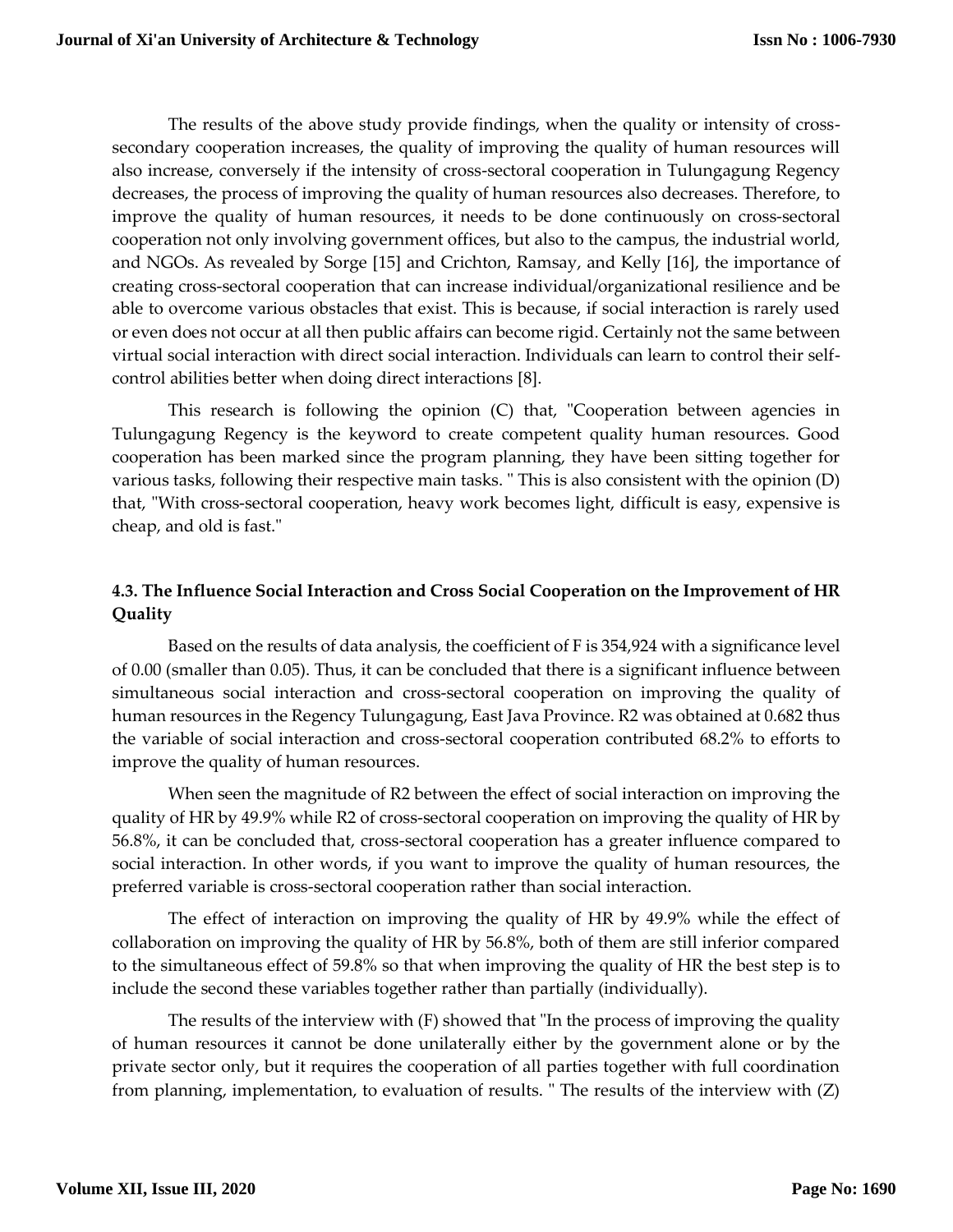The results of the above study provide findings, when the quality or intensity of cross-secondary cooperation increases, the quality of improving the quality of human resources will also increase, conversely if the intensity of cross-sectoral cooperation in Tulungagung Regency decreases, the process of improving the quality of human resources also decreases. Therefore, to improve the quality of human resources, it needs to be done continuously on cross-sectoral cooperation not only involving government offices, but also to the campus, the industrial world, and NGOs. As revealed by Sorge [15] and Crichton, Ramsay, and Kelly [16], the importance of creating cross-sectoral cooperation that can increase individual/organizational resilience and be able to overcome various obstacles that exist. This is because, if social interaction is rarely used or even does not occur at all then public affairs can become rigid. Certainly not the same between virtual social interaction with direct social interaction. Individuals can learn to control their self-control abilities better when doing direct interactions [8].

This research is following the opinion (C) that, "Cooperation between agencies in Tulungagung Regency is the keyword to create competent quality human resources. Good cooperation has been marked since the program planning, they have been sitting together for various tasks, following their respective main tasks. " This is also consistent with the opinion (D) that, "With cross-sectoral cooperation, heavy work becomes light, difficult is easy, expensive is cheap, and old is fast."

### 4.3. The Influence Social Interaction and Cross Social Cooperation on the Improvement of HR Quality

Based on the results of data analysis, the coefficient of F is 354,924 with a significance level of 0.00 (smaller than 0.05). Thus, it can be concluded that there is a significant influence between simultaneous social interaction and cross-sectoral cooperation on improving the quality of human resources in the Regency Tulungagung, East Java Province. R2 was obtained at 0.682 thus the variable of social interaction and cross-sectoral cooperation contributed 68.2% to efforts to improve the quality of human resources.

When seen the magnitude of R2 between the effect of social interaction on improving the quality of HR by 49.9% while R2 of cross-sectoral cooperation on improving the quality of HR by 56.8%, it can be concluded that, cross-sectoral cooperation has a greater influence compared to social interaction. In other words, if you want to improve the quality of human resources, the preferred variable is cross-sectoral cooperation rather than social interaction.

The effect of interaction on improving the quality of HR by 49.9% while the effect of collaboration on improving the quality of HR by 56.8%, both of them are still inferior compared to the simultaneous effect of 59.8% so that when improving the quality of HR the best step is to include the second these variables together rather than partially (individually).

The results of the interview with (F) showed that "In the process of improving the quality of human resources it cannot be done unilaterally either by the government alone or by the private sector only, but it requires the cooperation of all parties together with full coordination from planning, implementation, to evaluation of results. " The results of the interview with (Z)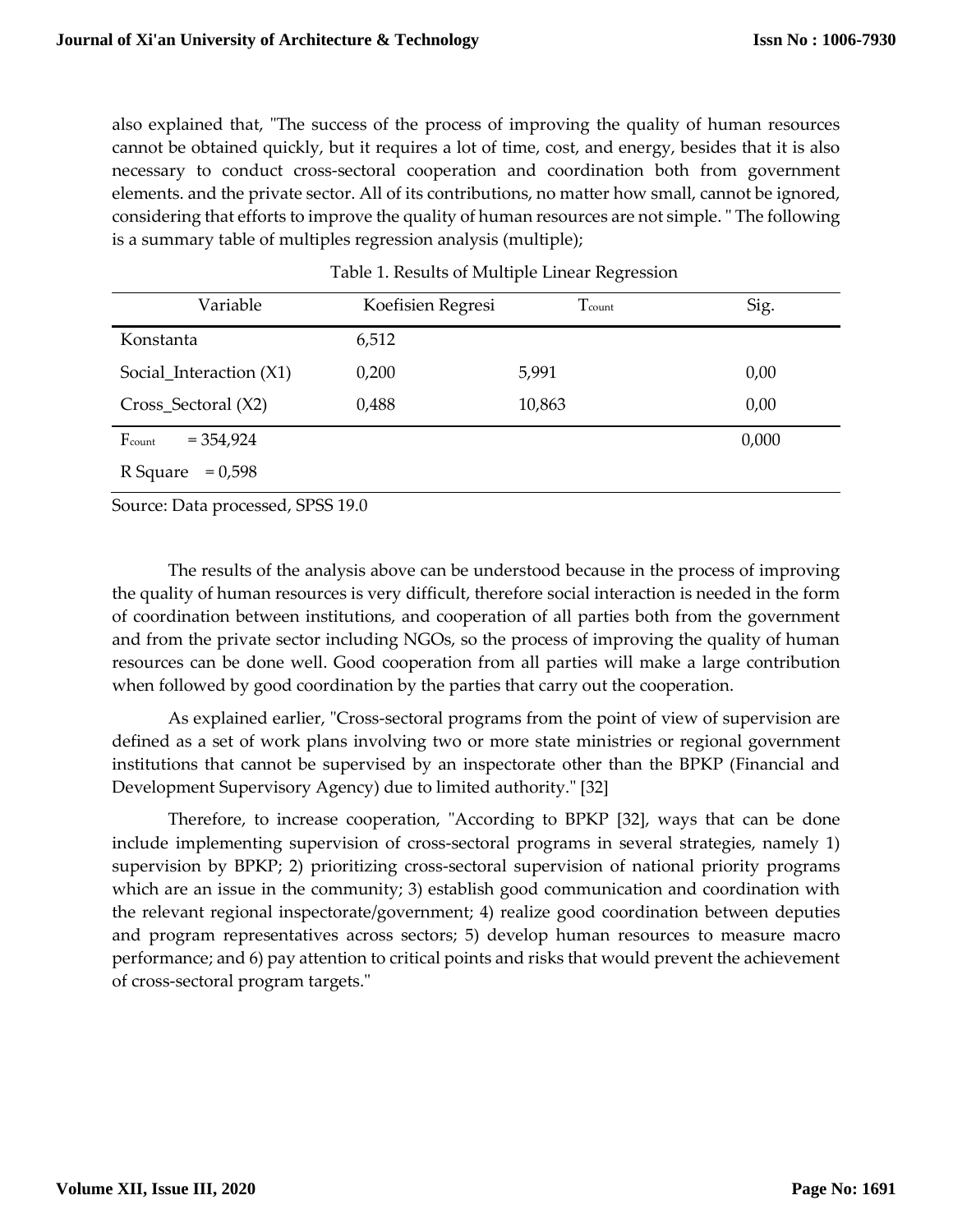also explained that, "The success of the process of improving the quality of human resources cannot be obtained quickly, but it requires a lot of time, cost, and energy, besides that it is also necessary to conduct cross-sectoral cooperation and coordination both from government elements. and the private sector. All of its contributions, no matter how small, cannot be ignored, considering that efforts to improve the quality of human resources are not simple. " The following is a summary table of multiples regression analysis (multiple);

Table 1. Results of Multiple Linear Regression

| Variable | Koefisien Regresi | $T_{count}$ | Sig. |
|---|---|---|---|
| Konstanta | 6,512 | | |
| Social_Interaction (X1) | 0,200 | 5,991 | 0,00 |
| Cross_Sectoral (X2) | 0,488 | 10,863 | 0,00 |
| $F_{count}$ = 354,924 | | | 0,000 |
| R Square = 0,598 | | | |

Source: Data processed, SPSS 19.0

The results of the analysis above can be understood because in the process of improving the quality of human resources is very difficult, therefore social interaction is needed in the form of coordination between institutions, and cooperation of all parties both from the government and from the private sector including NGOs, so the process of improving the quality of human resources can be done well. Good cooperation from all parties will make a large contribution when followed by good coordination by the parties that carry out the cooperation.

As explained earlier, "Cross-sectoral programs from the point of view of supervision are defined as a set of work plans involving two or more state ministries or regional government institutions that cannot be supervised by an inspectorate other than the BPKP (Financial and Development Supervisory Agency) due to limited authority." [32]

Therefore, to increase cooperation, "According to BPKP [32], ways that can be done include implementing supervision of cross-sectoral programs in several strategies, namely 1) supervision by BPKP; 2) prioritizing cross-sectoral supervision of national priority programs which are an issue in the community; 3) establish good communication and coordination with the relevant regional inspectorate/government; 4) realize good coordination between deputies and program representatives across sectors; 5) develop human resources to measure macro performance; and 6) pay attention to critical points and risks that would prevent the achievement of cross-sectoral program targets."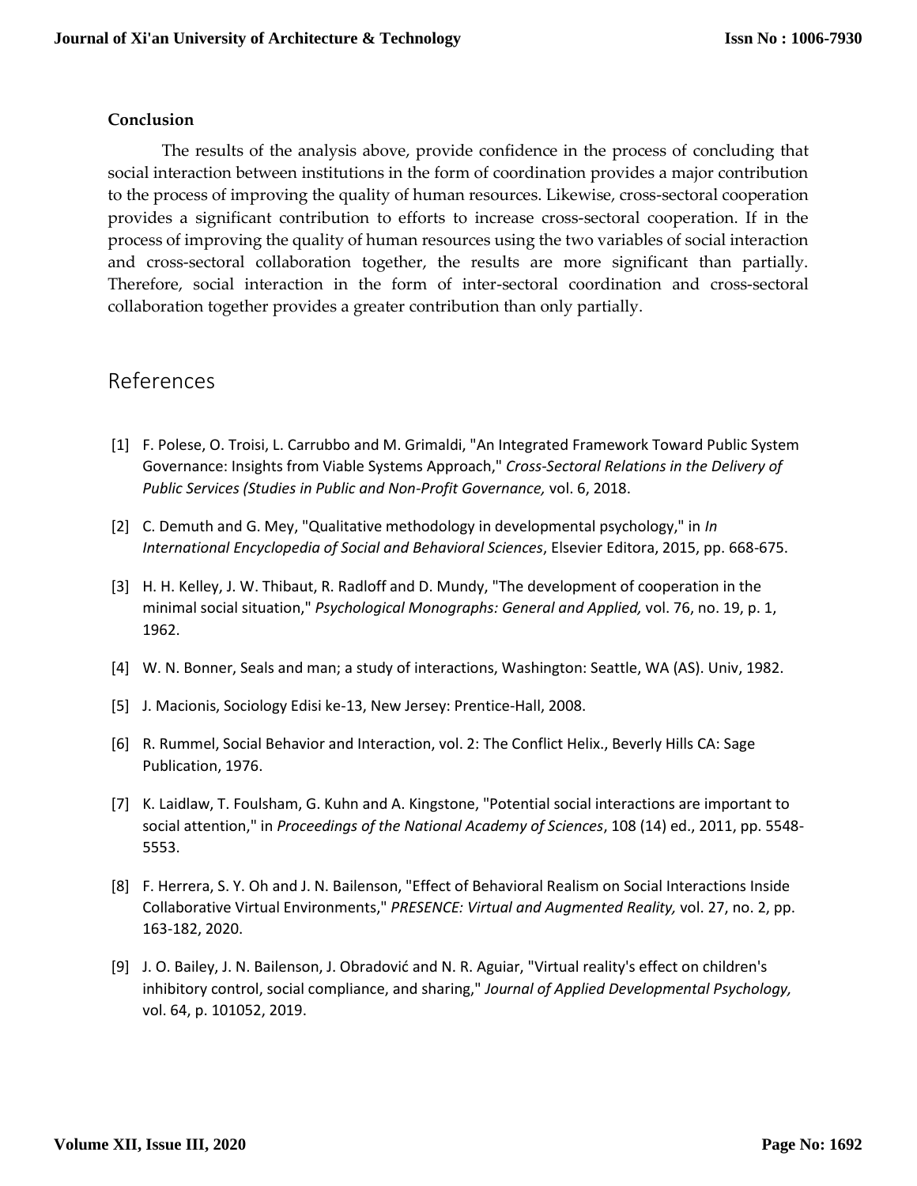## Conclusion

The results of the analysis above, provide confidence in the process of concluding that social interaction between institutions in the form of coordination provides a major contribution to the process of improving the quality of human resources. Likewise, cross-sectoral cooperation provides a significant contribution to efforts to increase cross-sectoral cooperation. If in the process of improving the quality of human resources using the two variables of social interaction and cross-sectoral collaboration together, the results are more significant than partially. Therefore, social interaction in the form of inter-sectoral coordination and cross-sectoral collaboration together provides a greater contribution than only partially.

## References

[1] F. Polese, O. Troisi, L. Carrubbo and M. Grimaldi, "An Integrated Framework Toward Public System Governance: Insights from Viable Systems Approach," *Cross-Sectoral Relations in the Delivery of Public Services (Studies in Public and Non-Profit Governance,* vol. 6, 2018.

[2] C. Demuth and G. Mey, "Qualitative methodology in developmental psychology," in *In International Encyclopedia of Social and Behavioral Sciences*, Elsevier Editora, 2015, pp. 668-675.

[3] H. H. Kelley, J. W. Thibaut, R. Radloff and D. Mundy, "The development of cooperation in the minimal social situation," *Psychological Monographs: General and Applied,* vol. 76, no. 19, p. 1, 1962.

[4] W. N. Bonner, Seals and man; a study of interactions, Washington: Seattle, WA (AS). Univ, 1982.

[5] J. Macionis, Sociology Edisi ke-13, New Jersey: Prentice-Hall, 2008.

[6] R. Rummel, Social Behavior and Interaction, vol. 2: The Conflict Helix., Beverly Hills CA: Sage Publication, 1976.

[7] K. Laidlaw, T. Foulsham, G. Kuhn and A. Kingstone, "Potential social interactions are important to social attention," in *Proceedings of the National Academy of Sciences*, 108 (14) ed., 2011, pp. 5548-5553.

[8] F. Herrera, S. Y. Oh and J. N. Bailenson, "Effect of Behavioral Realism on Social Interactions Inside Collaborative Virtual Environments," *PRESENCE: Virtual and Augmented Reality,* vol. 27, no. 2, pp. 163-182, 2020.

[9] J. O. Bailey, J. N. Bailenson, J. Obradović and N. R. Aguiar, "Virtual reality's effect on children's inhibitory control, social compliance, and sharing," *Journal of Applied Developmental Psychology,* vol. 64, p. 101052, 2019.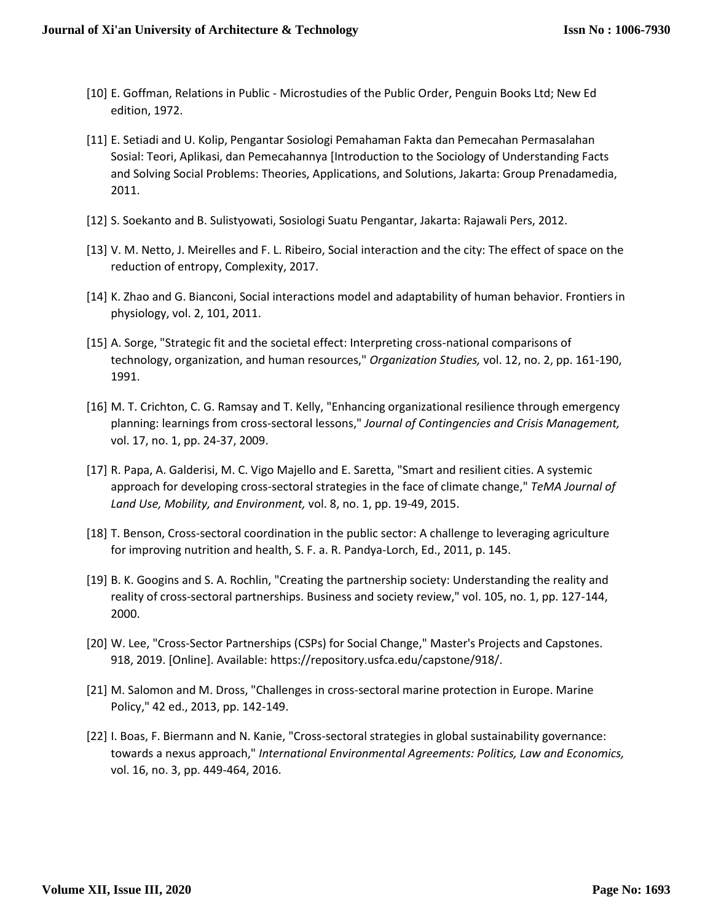[10] E. Goffman, Relations in Public - Microstudies of the Public Order, Penguin Books Ltd; New Ed edition, 1972.

[11] E. Setiadi and U. Kolip, Pengantar Sosiologi Pemahaman Fakta dan Pemecahan Permasalahan Sosial: Teori, Aplikasi, dan Pemecahannya [Introduction to the Sociology of Understanding Facts and Solving Social Problems: Theories, Applications, and Solutions, Jakarta: Group Prenadamedia, 2011.

[12] S. Soekanto and B. Sulistyowati, Sosiologi Suatu Pengantar, Jakarta: Rajawali Pers, 2012.

[13] V. M. Netto, J. Meirelles and F. L. Ribeiro, Social interaction and the city: The effect of space on the reduction of entropy, Complexity, 2017.

[14] K. Zhao and G. Bianconi, Social interactions model and adaptability of human behavior. Frontiers in physiology, vol. 2, 101, 2011.

[15] A. Sorge, "Strategic fit and the societal effect: Interpreting cross-national comparisons of technology, organization, and human resources," *Organization Studies,* vol. 12, no. 2, pp. 161-190, 1991.

[16] M. T. Crichton, C. G. Ramsay and T. Kelly, "Enhancing organizational resilience through emergency planning: learnings from cross-sectoral lessons," *Journal of Contingencies and Crisis Management,* vol. 17, no. 1, pp. 24-37, 2009.

[17] R. Papa, A. Galderisi, M. C. Vigo Majello and E. Saretta, "Smart and resilient cities. A systemic approach for developing cross-sectoral strategies in the face of climate change," *TeMA Journal of Land Use, Mobility, and Environment,* vol. 8, no. 1, pp. 19-49, 2015.

[18] T. Benson, Cross-sectoral coordination in the public sector: A challenge to leveraging agriculture for improving nutrition and health, S. F. a. R. Pandya-Lorch, Ed., 2011, p. 145.

[19] B. K. Googins and S. A. Rochlin, "Creating the partnership society: Understanding the reality and reality of cross-sectoral partnerships. Business and society review," vol. 105, no. 1, pp. 127-144, 2000.

[20] W. Lee, "Cross-Sector Partnerships (CSPs) for Social Change," Master's Projects and Capstones. 918, 2019. [Online]. Available: https://repository.usfca.edu/capstone/918/.

[21] M. Salomon and M. Dross, "Challenges in cross-sectoral marine protection in Europe. Marine Policy," 42 ed., 2013, pp. 142-149.

[22] I. Boas, F. Biermann and N. Kanie, "Cross-sectoral strategies in global sustainability governance: towards a nexus approach," *International Environmental Agreements: Politics, Law and Economics,* vol. 16, no. 3, pp. 449-464, 2016.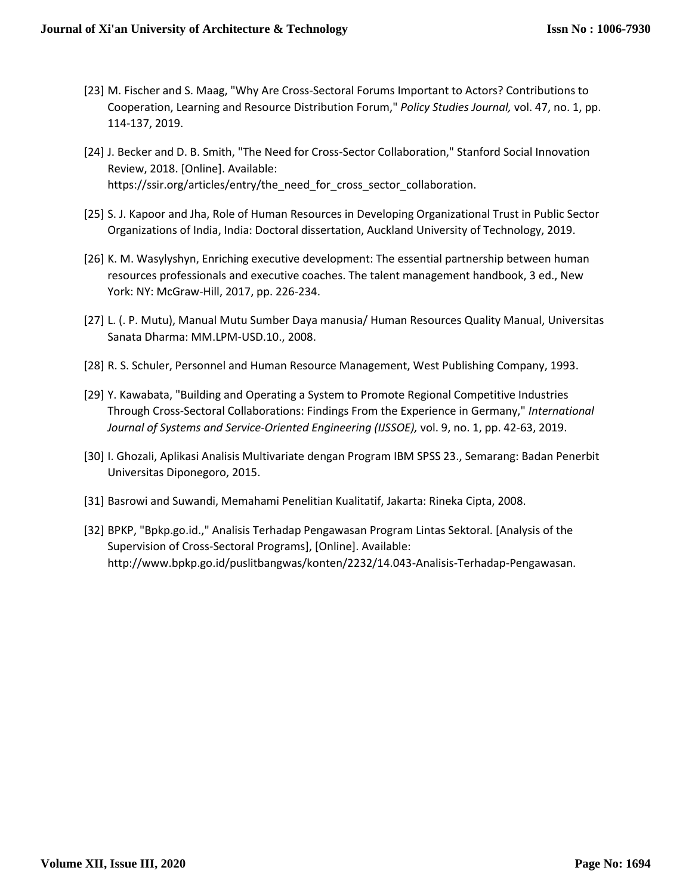[23] M. Fischer and S. Maag, "Why Are Cross-Sectoral Forums Important to Actors? Contributions to Cooperation, Learning and Resource Distribution Forum," *Policy Studies Journal,* vol. 47, no. 1, pp. 114-137, 2019.

[24] J. Becker and D. B. Smith, "The Need for Cross-Sector Collaboration," Stanford Social Innovation Review, 2018. [Online]. Available: https://ssir.org/articles/entry/the_need_for_cross_sector_collaboration.

[25] S. J. Kapoor and Jha, Role of Human Resources in Developing Organizational Trust in Public Sector Organizations of India, India: Doctoral dissertation, Auckland University of Technology, 2019.

[26] K. M. Wasylyshyn, Enriching executive development: The essential partnership between human resources professionals and executive coaches. The talent management handbook, 3 ed., New York: NY: McGraw-Hill, 2017, pp. 226-234.

[27] L. (. P. Mutu), Manual Mutu Sumber Daya manusia/ Human Resources Quality Manual, Universitas Sanata Dharma: MM.LPM-USD.10., 2008.

[28] R. S. Schuler, Personnel and Human Resource Management, West Publishing Company, 1993.

[29] Y. Kawabata, "Building and Operating a System to Promote Regional Competitive Industries Through Cross-Sectoral Collaborations: Findings From the Experience in Germany," *International Journal of Systems and Service-Oriented Engineering (IJSSOE),* vol. 9, no. 1, pp. 42-63, 2019.

[30] I. Ghozali, Aplikasi Analisis Multivariate dengan Program IBM SPSS 23., Semarang: Badan Penerbit Universitas Diponegoro, 2015.

[31] Basrowi and Suwandi, Memahami Penelitian Kualitatif, Jakarta: Rineka Cipta, 2008.

[32] BPKP, "Bpkp.go.id.," Analisis Terhadap Pengawasan Program Lintas Sektoral. [Analysis of the Supervision of Cross-Sectoral Programs], [Online]. Available: http://www.bpkp.go.id/puslitbangwas/konten/2232/14.043-Analisis-Terhadap-Pengawasan.